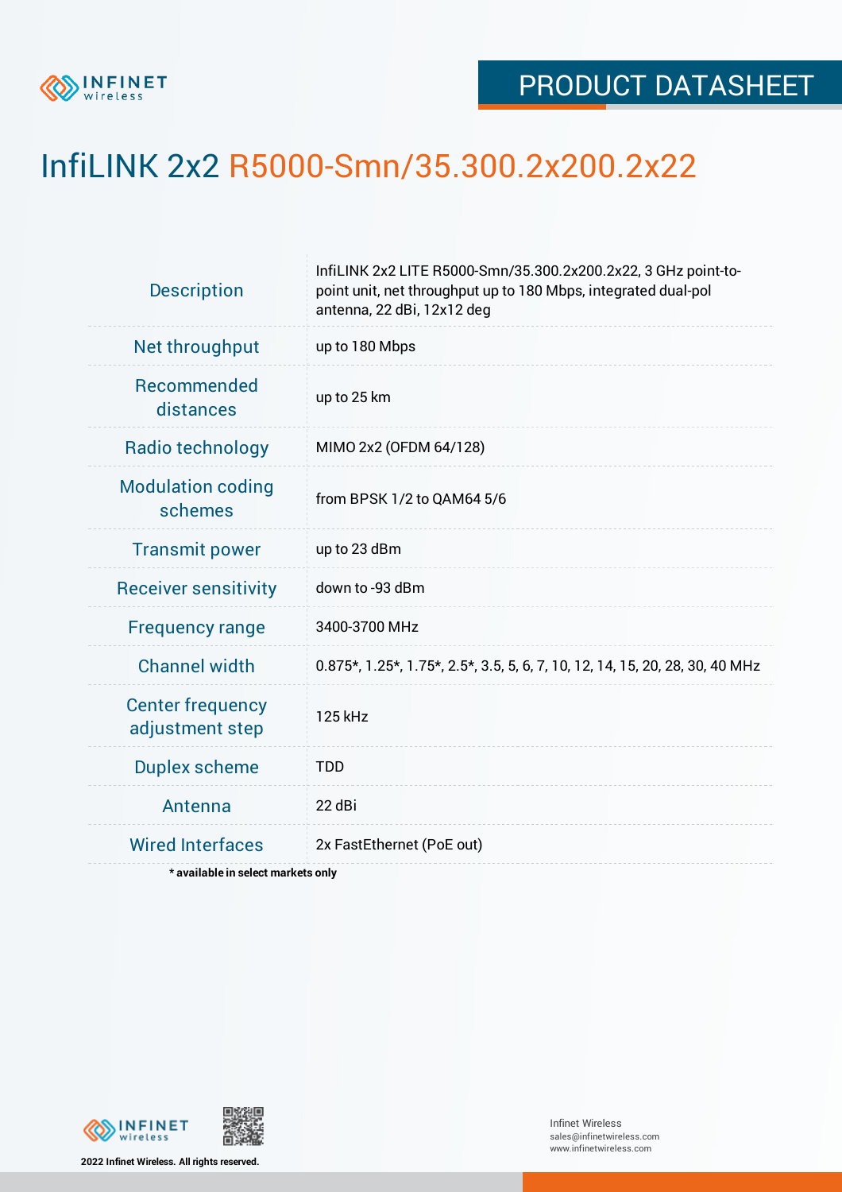PRODUCT DATASHEET

# InfiLINK 2x2 R5000-Smn/35.300.2x200.2x22

| | |
|---|---|
| Description | InfiLINK 2x2 LITE R5000-Smn/35.300.2x200.2x22, 3 GHz point-to-point unit, net throughput up to 180 Mbps, integrated dual-pol antenna, 22 dBi, 12x12 deg |
| Net throughput | up to 180 Mbps |
| Recommended distances | up to 25 km |
| Radio technology | MIMO 2x2 (OFDM 64/128) |
| Modulation coding schemes | from BPSK 1/2 to QAM64 5/6 |
| Transmit power | up to 23 dBm |
| Receiver sensitivity | down to -93 dBm |
| Frequency range | 3400-3700 MHz |
| Channel width | 0.875*, 1.25*, 1.75*, 2.5*, 3.5, 5, 6, 7, 10, 12, 14, 15, 20, 28, 30, 40 MHz |
| Center frequency adjustment step | 125 kHz |
| Duplex scheme | TDD |
| Antenna | 22 dBi |
| Wired Interfaces | 2x FastEthernet (PoE out) |

**\* available in select markets only**

2022 Infinet Wireless. All rights reserved.

Infinet Wireless
sales@infinetwireless.com
www.infinetwireless.com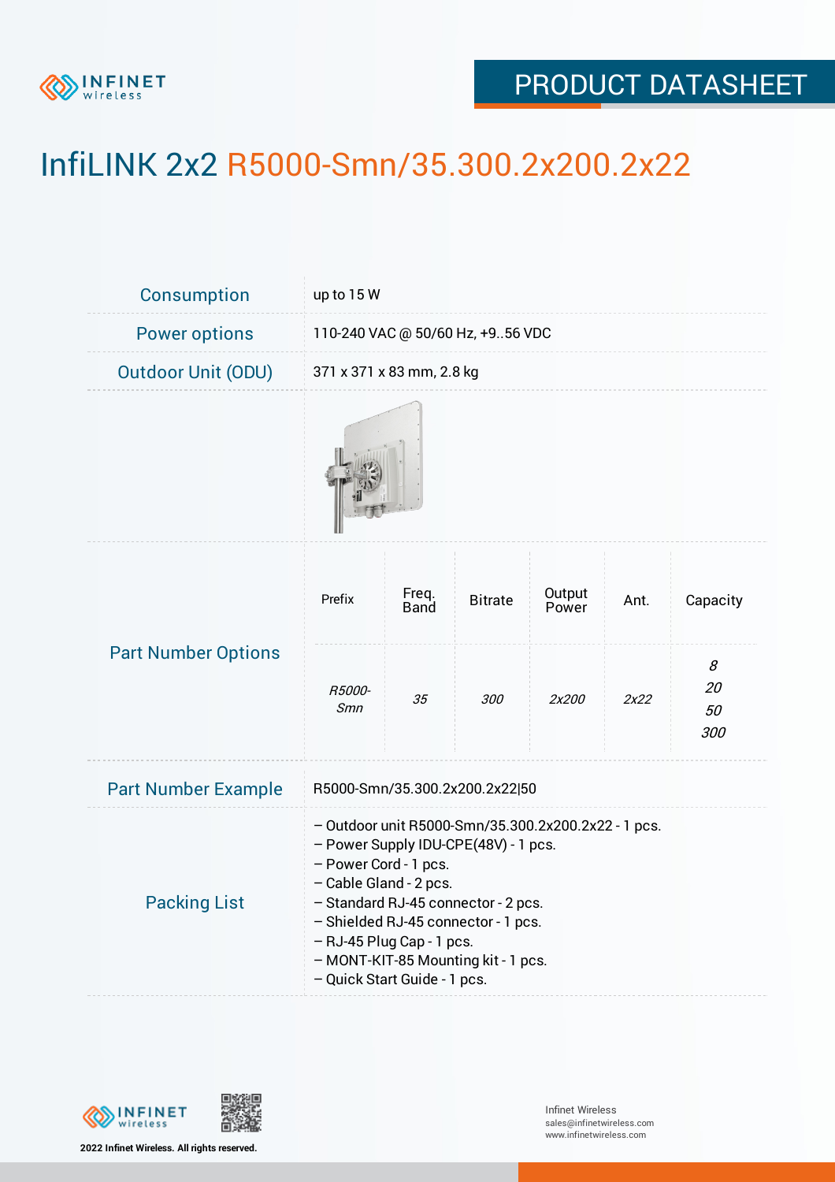# InfiLINK 2x2 R5000-Smn/35.300.2x200.2x22

| | |
|---|---|
| Consumption | up to 15 W |
| Power options | 110-240 VAC @ 50/60 Hz, +9..56 VDC |
| Outdoor Unit (ODU) | 371 x 371 x 83 mm, 2.8 kg |

**Part Number Options**

| Prefix | Freq. Band | Bitrate | Output Power | Ant. | Capacity |
|---|---|---|---|---|---|
| *R5000-Smn* | *35* | *300* | *2x200* | *2x22* | *8*<br>*20*<br>*50*<br>*300* |

| | |
|---|---|
| Part Number Example | R5000-Smn/35.300.2x200.2x22\|50 |

**Packing List**

– Outdoor unit R5000-Smn/35.300.2x200.2x22 - 1 pcs.
– Power Supply IDU-CPE(48V) - 1 pcs.
– Power Cord - 1 pcs.
– Cable Gland - 2 pcs.
– Standard RJ-45 connector - 2 pcs.
– Shielded RJ-45 connector - 1 pcs.
– RJ-45 Plug Cap - 1 pcs.
– MONT-KIT-85 Mounting kit - 1 pcs.
– Quick Start Guide - 1 pcs.

2022 Infinet Wireless. All rights reserved.

Infinet Wireless
sales@infinetwireless.com
www.infinetwireless.com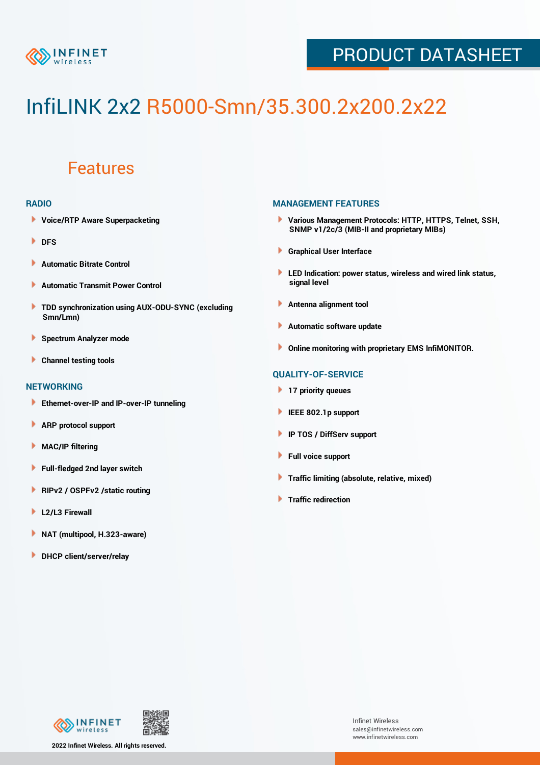PRODUCT DATASHEET

# InfiLINK 2x2 R5000-Smn/35.300.2x200.2x22

## Features

### RADIO

- Voice/RTP Aware Superpacketing
- DFS
- Automatic Bitrate Control
- Automatic Transmit Power Control
- TDD synchronization using AUX-ODU-SYNC (excluding Smn/Lmn)
- Spectrum Analyzer mode
- Channel testing tools

### NETWORKING

- Ethernet-over-IP and IP-over-IP tunneling
- ARP protocol support
- MAC/IP filtering
- Full-fledged 2nd layer switch
- RIPv2 / OSPFv2 /static routing
- L2/L3 Firewall
- NAT (multipool, H.323-aware)
- DHCP client/server/relay

### MANAGEMENT FEATURES

- Various Management Protocols: HTTP, HTTPS, Telnet, SSH, SNMP v1/2c/3 (MIB-II and proprietary MIBs)
- Graphical User Interface
- LED Indication: power status, wireless and wired link status, signal level
- Antenna alignment tool
- Automatic software update
- Online monitoring with proprietary EMS InfiMONITOR.

### QUALITY-OF-SERVICE

- 17 priority queues
- IEEE 802.1p support
- IP TOS / DiffServ support
- Full voice support
- Traffic limiting (absolute, relative, mixed)
- Traffic redirection

2022 Infinet Wireless. All rights reserved.

Infinet Wireless
sales@infinetwireless.com
www.infinetwireless.com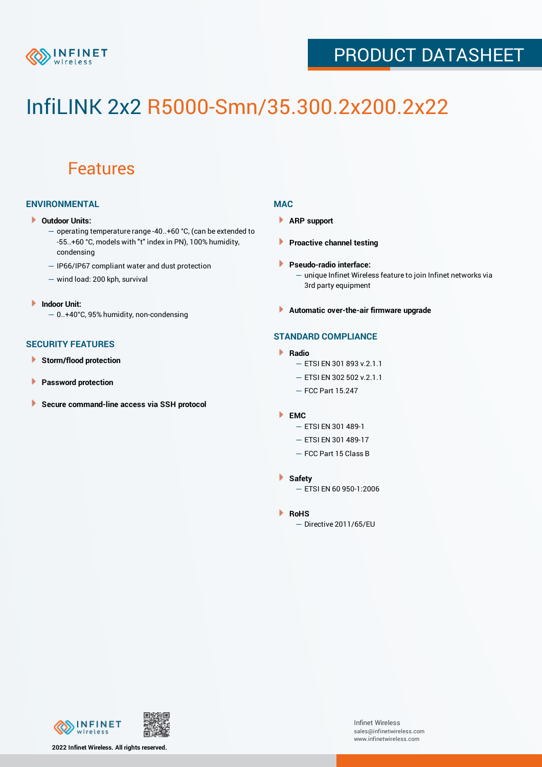# InfiLINK 2x2 R5000-Smn/35.300.2x200.2x22

## Features

### ENVIRONMENTAL

- **Outdoor Units:**
  - operating temperature range -40..+60 °C, (can be extended to -55..+60 °C, models with "t" index in PN), 100% humidity, condensing
  - IP66/IP67 compliant water and dust protection
  - wind load: 200 kph, survival
- **Indoor Unit:**
  - 0..+40°C, 95% humidity, non-condensing

### SECURITY FEATURES

- **Storm/flood protection**
- **Password protection**
- **Secure command-line access via SSH protocol**

### MAC

- **ARP support**
- **Proactive channel testing**
- **Pseudo-radio interface:**
  - unique Infinet Wireless feature to join Infinet networks via 3rd party equipment
- **Automatic over-the-air firmware upgrade**

### STANDARD COMPLIANCE

- **Radio**
  - ETSI EN 301 893 v.2.1.1
  - ETSI EN 302 502 v.2.1.1
  - FCC Part 15.247
- **EMC**
  - ETSI EN 301 489-1
  - ETSI EN 301 489-17
  - FCC Part 15 Class B
- **Safety**
  - ETSI EN 60 950-1:2006
- **RoHS**
  - Directive 2011/65/EU

2022 Infinet Wireless. All rights reserved.

Infinet Wireless
sales@infinetwireless.com
www.infinetwireless.com